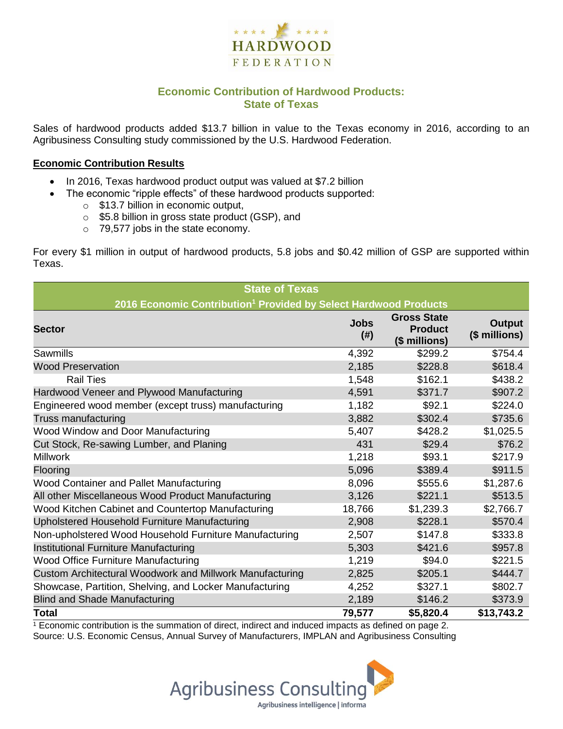# Economic Contribution of Hardwood Products: State of Texas

Sales of hardwood products added $13.7 billion in value to the Texas economy in 2016, according to an Agribusiness Consulting study commissioned by the U.S. Hardwood Federation.

## Economic Contribution Results

- In 2016, Texas hardwood product output was valued at $7.2 billion
- The economic "ripple effects" of these hardwood products supported:
  - $13.7 billion in economic output,
  - $5.8 billion in gross state product (GSP), and
  - 79,577 jobs in the state economy.

For every $1 million in output of hardwood products, 5.8 jobs and $0.42 million of GSP are supported within Texas.

**State of Texas**
**2016 Economic Contribution[1] Provided by Select Hardwood Products**

| Sector | Jobs (#) | Gross State Product ($ millions) | Output ($ millions) |
|---|---|---|---|
| Sawmills | 4,392 | $299.2 | $754.4 |
| Wood Preservation | 2,185 | $228.8 | $618.4 |
| Rail Ties | 1,548 | $162.1 | $438.2 |
| Hardwood Veneer and Plywood Manufacturing | 4,591 | $371.7 | $907.2 |
| Engineered wood member (except truss) manufacturing | 1,182 | $92.1 | $224.0 |
| Truss manufacturing | 3,882 | $302.4 | $735.6 |
| Wood Window and Door Manufacturing | 5,407 | $428.2 | $1,025.5 |
| Cut Stock, Re-sawing Lumber, and Planing | 431 | $29.4 | $76.2 |
| Millwork | 1,218 | $93.1 | $217.9 |
| Flooring | 5,096 | $389.4 | $911.5 |
| Wood Container and Pallet Manufacturing | 8,096 | $555.6 | $1,287.6 |
| All other Miscellaneous Wood Product Manufacturing | 3,126 | $221.1 | $513.5 |
| Wood Kitchen Cabinet and Countertop Manufacturing | 18,766 | $1,239.3 | $2,766.7 |
| Upholstered Household Furniture Manufacturing | 2,908 | $228.1 | $570.4 |
| Non-upholstered Wood Household Furniture Manufacturing | 2,507 | $147.8 | $333.8 |
| Institutional Furniture Manufacturing | 5,303 | $421.6 | $957.8 |
| Wood Office Furniture Manufacturing | 1,219 | $94.0 | $221.5 |
| Custom Architectural Woodwork and Millwork Manufacturing | 2,825 | $205.1 | $444.7 |
| Showcase, Partition, Shelving, and Locker Manufacturing | 4,252 | $327.1 | $802.7 |
| Blind and Shade Manufacturing | 2,189 | $146.2 | $373.9 |
| **Total** | **79,577** | **$5,820.4** | **$13,743.2** |

[1] Economic contribution is the summation of direct, indirect and induced impacts as defined on page 2.
Source: U.S. Economic Census, Annual Survey of Manufacturers, IMPLAN and Agribusiness Consulting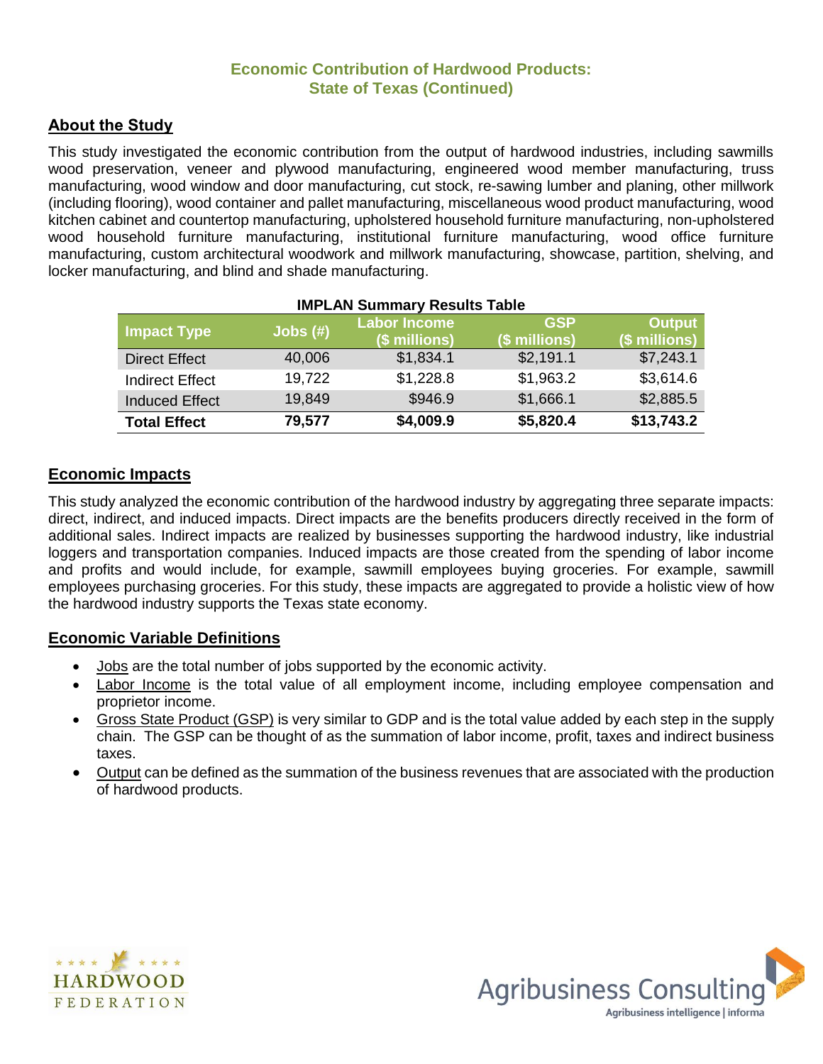# Economic Contribution of Hardwood Products: State of Texas (Continued)

## About the Study

This study investigated the economic contribution from the output of hardwood industries, including sawmills wood preservation, veneer and plywood manufacturing, engineered wood member manufacturing, truss manufacturing, wood window and door manufacturing, cut stock, re-sawing lumber and planing, other millwork (including flooring), wood container and pallet manufacturing, miscellaneous wood product manufacturing, wood kitchen cabinet and countertop manufacturing, upholstered household furniture manufacturing, non-upholstered wood household furniture manufacturing, institutional furniture manufacturing, wood office furniture manufacturing, custom architectural woodwork and millwork manufacturing, showcase, partition, shelving, and locker manufacturing, and blind and shade manufacturing.

**IMPLAN Summary Results Table**

| Impact Type | Jobs (#) | Labor Income ($ millions) | GSP ($ millions) | Output ($ millions) |
|---|---|---|---|---|
| Direct Effect | 40,006 | $1,834.1 | $2,191.1 | $7,243.1 |
| Indirect Effect | 19,722 | $1,228.8 | $1,963.2 | $3,614.6 |
| Induced Effect | 19,849 | $946.9 | $1,666.1 | $2,885.5 |
| **Total Effect** | **79,577** | **$4,009.9** | **$5,820.4** | **$13,743.2** |

## Economic Impacts

This study analyzed the economic contribution of the hardwood industry by aggregating three separate impacts: direct, indirect, and induced impacts. Direct impacts are the benefits producers directly received in the form of additional sales. Indirect impacts are realized by businesses supporting the hardwood industry, like industrial loggers and transportation companies. Induced impacts are those created from the spending of labor income and profits and would include, for example, sawmill employees buying groceries. For example, sawmill employees purchasing groceries. For this study, these impacts are aggregated to provide a holistic view of how the hardwood industry supports the Texas state economy.

## Economic Variable Definitions

- Jobs are the total number of jobs supported by the economic activity.
- Labor Income is the total value of all employment income, including employee compensation and proprietor income.
- Gross State Product (GSP) is very similar to GDP and is the total value added by each step in the supply chain. The GSP can be thought of as the summation of labor income, profit, taxes and indirect business taxes.
- Output can be defined as the summation of the business revenues that are associated with the production of hardwood products.

HARDWOOD FEDERATION

Agribusiness Consulting
Agribusiness intelligence | informa